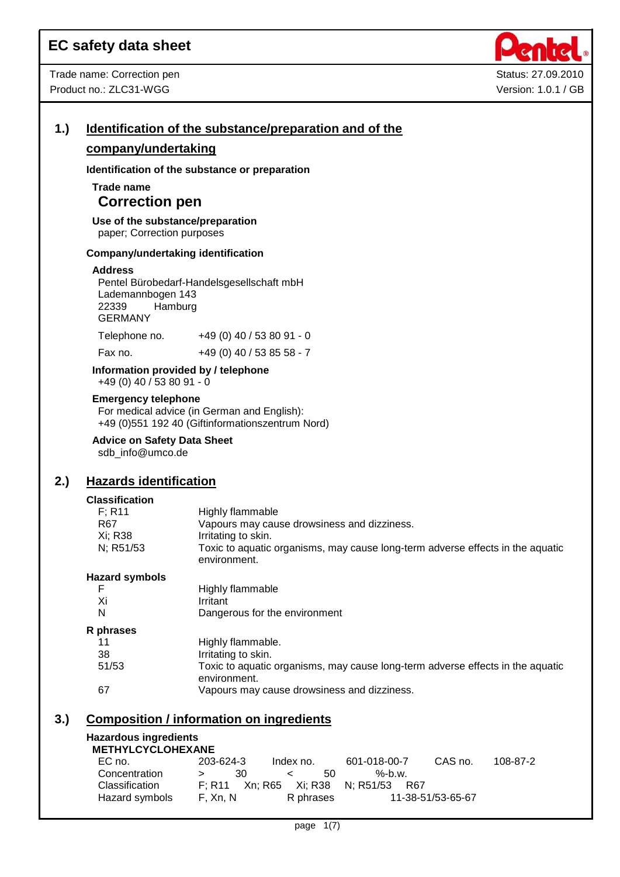# EC safety data sheet

Trade name: Correction pen
Product no.: ZLC31-WGG

Status: 27.09.2010
Version: 1.0.1 / GB

## 1.) Identification of the substance/preparation and of the company/undertaking

### Identification of the substance or preparation

**Trade name**

**Correction pen**

**Use of the substance/preparation**

paper; Correction purposes

### Company/undertaking identification

**Address**

Pentel Bürobedarf-Handelsgesellschaft mbH
Lademannbogen 143
22339 Hamburg
GERMANY

| | |
|---|---|
| Telephone no. | +49 (0) 40 / 53 80 91 - 0 |
| Fax no. | +49 (0) 40 / 53 85 58 - 7 |

**Information provided by / telephone**

+49 (0) 40 / 53 80 91 - 0

**Emergency telephone**

For medical advice (in German and English):
+49 (0)551 192 40 (Giftinformationszentrum Nord)

**Advice on Safety Data Sheet**

sdb_info@umco.de

## 2.) Hazards identification

### Classification

| | |
|---|---|
| F; R11 | Highly flammable |
| R67 | Vapours may cause drowsiness and dizziness. |
| Xi; R38 | Irritating to skin. |
| N; R51/53 | Toxic to aquatic organisms, may cause long-term adverse effects in the aquatic environment. |

### Hazard symbols

| | |
|---|---|
| F | Highly flammable |
| Xi | Irritant |
| N | Dangerous for the environment |

### R phrases

| | |
|---|---|
| 11 | Highly flammable. |
| 38 | Irritating to skin. |
| 51/53 | Toxic to aquatic organisms, may cause long-term adverse effects in the aquatic environment. |
| 67 | Vapours may cause drowsiness and dizziness. |

## 3.) Composition / information on ingredients

### Hazardous ingredients

**METHYLCYCLOHEXANE**

| | | | | | |
|---|---|---|---|---|---|
| EC no. | 203-624-3 | Index no. | 601-018-00-7 | CAS no. | 108-87-2 |
| Concentration | > 30 | < 50 | %-b.w. | | |
| Classification | F; R11 Xn; R65 | Xi; R38 | N; R51/53 R67 | | |
| Hazard symbols | F, Xn, N | R phrases | 11-38-51/53-65-67 | | |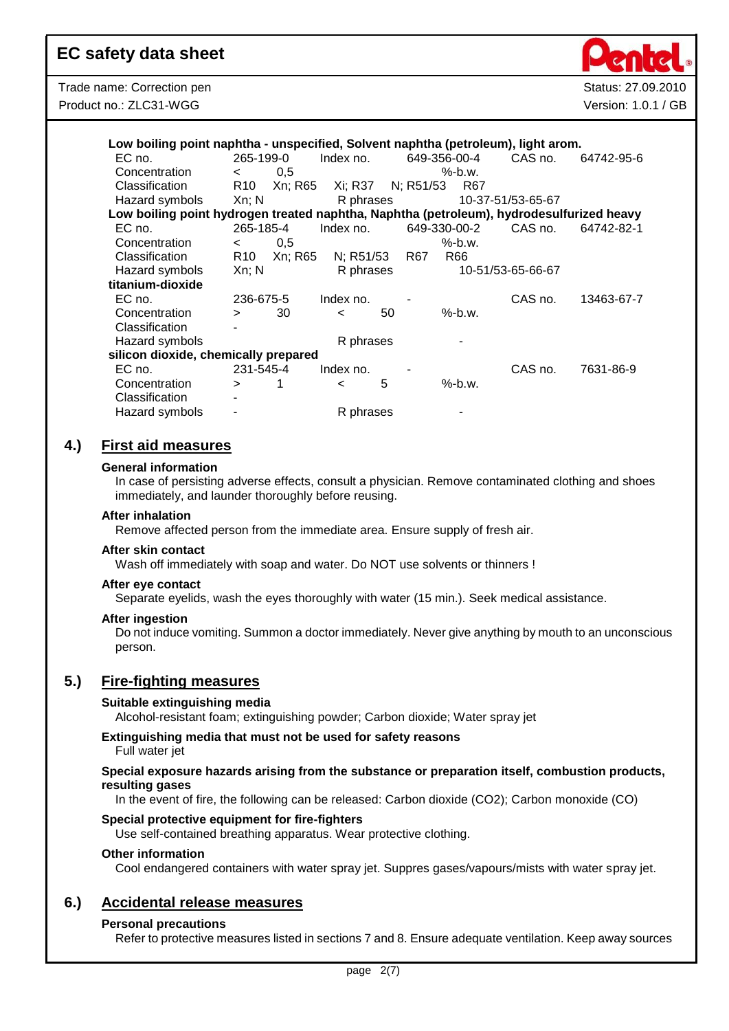**Low boiling point naphtha - unspecified, Solvent naphtha (petroleum), light arom.**

| | | | | | |
|---|---|---|---|---|---|
| EC no. | 265-199-0 | Index no. | 649-356-00-4 | CAS no. | 64742-95-6 |
| Concentration | < 0,5 | | %-b.w. | | |
| Classification | R10 Xn; R65 Xi; R37 N; R51/53 R67 | | | | |
| Hazard symbols | Xn; N | R phrases | 10-37-51/53-65-67 | | |

**Low boiling point hydrogen treated naphtha, Naphtha (petroleum), hydrodesulfurized heavy**

| | | | | | |
|---|---|---|---|---|---|
| EC no. | 265-185-4 | Index no. | 649-330-00-2 | CAS no. | 64742-82-1 |
| Concentration | < 0,5 | | %-b.w. | | |
| Classification | R10 Xn; R65 N; R51/53 R67 R66 | | | | |
| Hazard symbols | Xn; N | R phrases | 10-51/53-65-66-67 | | |

**titanium-dioxide**

| | | | | | |
|---|---|---|---|---|---|
| EC no. | 236-675-5 | Index no. | - | CAS no. | 13463-67-7 |
| Concentration | > 30 | < 50 | %-b.w. | | |
| Classification | - | | | | |
| Hazard symbols | | R phrases | - | | |

**silicon dioxide, chemically prepared**

| | | | | | |
|---|---|---|---|---|---|
| EC no. | 231-545-4 | Index no. | - | CAS no. | 7631-86-9 |
| Concentration | > 1 | < 5 | %-b.w. | | |
| Classification | - | | | | |
| Hazard symbols | - | R phrases | - | | |

## 4.) First aid measures

**General information**

In case of persisting adverse effects, consult a physician. Remove contaminated clothing and shoes immediately, and launder thoroughly before reusing.

**After inhalation**

Remove affected person from the immediate area. Ensure supply of fresh air.

**After skin contact**

Wash off immediately with soap and water. Do NOT use solvents or thinners !

**After eye contact**

Separate eyelids, wash the eyes thoroughly with water (15 min.). Seek medical assistance.

**After ingestion**

Do not induce vomiting. Summon a doctor immediately. Never give anything by mouth to an unconscious person.

## 5.) Fire-fighting measures

**Suitable extinguishing media**

Alcohol-resistant foam; extinguishing powder; Carbon dioxide; Water spray jet

**Extinguishing media that must not be used for safety reasons**

Full water jet

**Special exposure hazards arising from the substance or preparation itself, combustion products, resulting gases**

In the event of fire, the following can be released: Carbon dioxide ($CO_2$); Carbon monoxide (CO)

**Special protective equipment for fire-fighters**

Use self-contained breathing apparatus. Wear protective clothing.

**Other information**

Cool endangered containers with water spray jet. Suppres gases/vapours/mists with water spray jet.

## 6.) Accidental release measures

**Personal precautions**

Refer to protective measures listed in sections 7 and 8. Ensure adequate ventilation. Keep away sources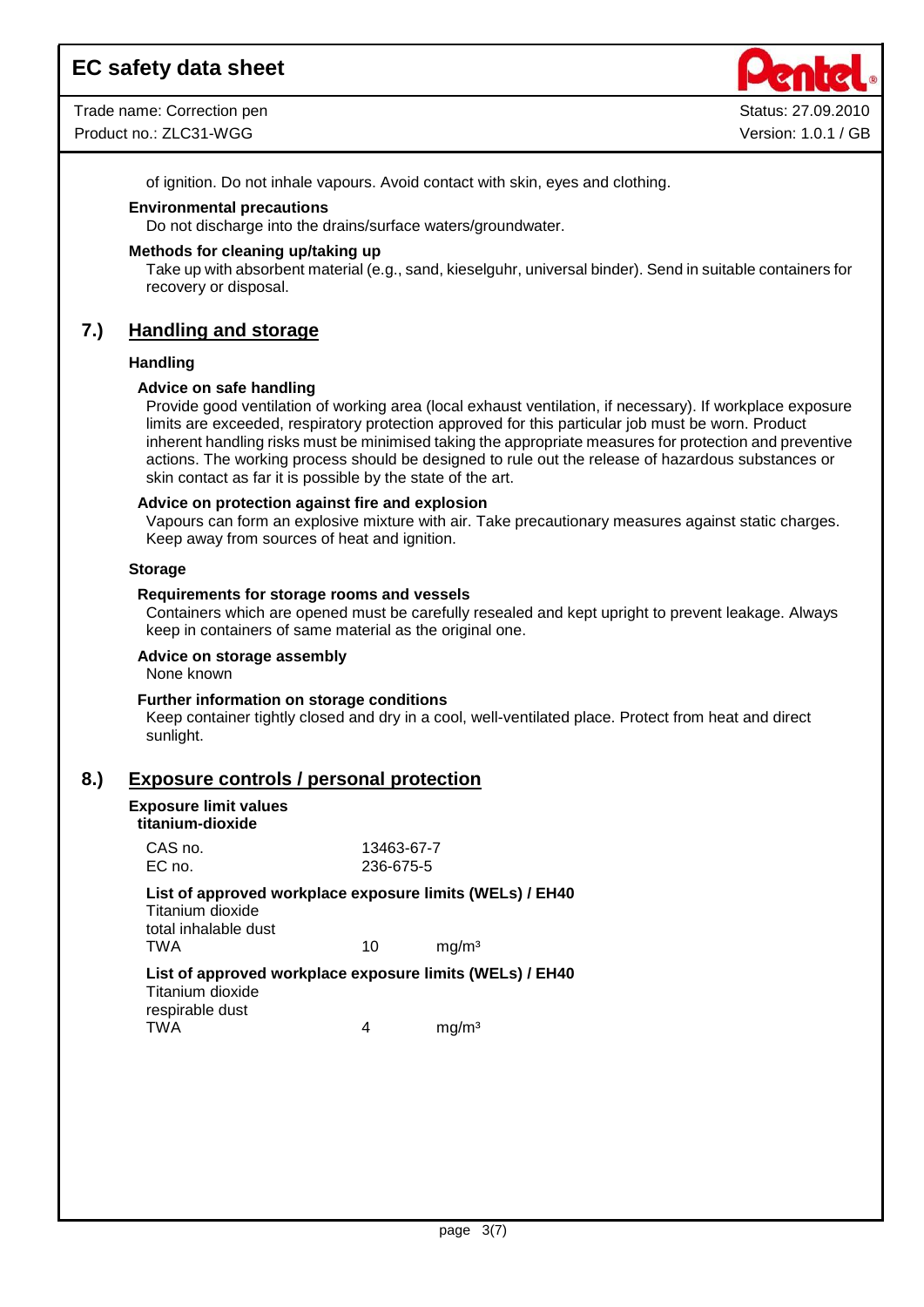of ignition. Do not inhale vapours. Avoid contact with skin, eyes and clothing.

**Environmental precautions**

Do not discharge into the drains/surface waters/groundwater.

**Methods for cleaning up/taking up**

Take up with absorbent material (e.g., sand, kieselguhr, universal binder). Send in suitable containers for recovery or disposal.

## 7.) Handling and storage

### Handling

**Advice on safe handling**

Provide good ventilation of working area (local exhaust ventilation, if necessary). If workplace exposure limits are exceeded, respiratory protection approved for this particular job must be worn. Product inherent handling risks must be minimised taking the appropriate measures for protection and preventive actions. The working process should be designed to rule out the release of hazardous substances or skin contact as far it is possible by the state of the art.

**Advice on protection against fire and explosion**

Vapours can form an explosive mixture with air. Take precautionary measures against static charges. Keep away from sources of heat and ignition.

### Storage

**Requirements for storage rooms and vessels**

Containers which are opened must be carefully resealed and kept upright to prevent leakage. Always keep in containers of same material as the original one.

**Advice on storage assembly**

None known

**Further information on storage conditions**

Keep container tightly closed and dry in a cool, well-ventilated place. Protect from heat and direct sunlight.

## 8.) Exposure controls / personal protection

**Exposure limit values**

**titanium-dioxide**

| | |
|---|---|
| CAS no. | 13463-67-7 |
| EC no. | 236-675-5 |

**List of approved workplace exposure limits (WELs) / EH40**

Titanium dioxide
total inhalable dust

| | | |
|---|---|---|
| TWA | 10 | mg/m³ |

**List of approved workplace exposure limits (WELs) / EH40**

Titanium dioxide
respirable dust

| | | |
|---|---|---|
| TWA | 4 | mg/m³ |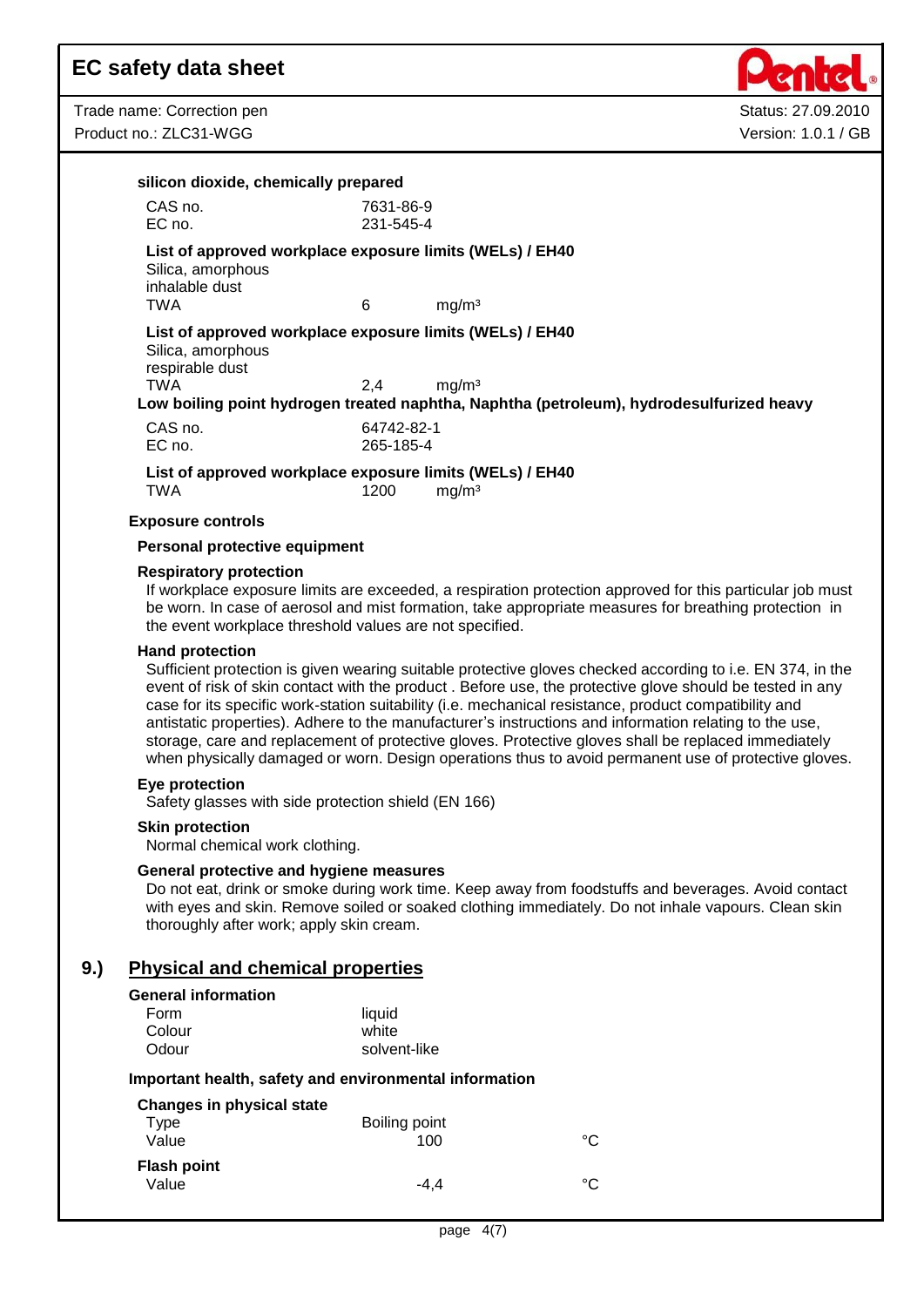**silicon dioxide, chemically prepared**

| | |
|---|---|
| CAS no. | 7631-86-9 |
| EC no. | 231-545-4 |

**List of approved workplace exposure limits (WELs) / EH40**

Silica, amorphous
inhalable dust

| | | |
|---|---|---|
| TWA | 6 | mg/m³ |

**List of approved workplace exposure limits (WELs) / EH40**

Silica, amorphous
respirable dust

| | | |
|---|---|---|
| TWA | 2,4 | mg/m³ |

**Low boiling point hydrogen treated naphtha, Naphtha (petroleum), hydrodesulfurized heavy**

| | |
|---|---|
| CAS no. | 64742-82-1 |
| EC no. | 265-185-4 |

**List of approved workplace exposure limits (WELs) / EH40**

| | | |
|---|---|---|
| TWA | 1200 | mg/m³ |

**Exposure controls**

**Personal protective equipment**

**Respiratory protection**

If workplace exposure limits are exceeded, a respiration protection approved for this particular job must be worn. In case of aerosol and mist formation, take appropriate measures for breathing protection in the event workplace threshold values are not specified.

**Hand protection**

Sufficient protection is given wearing suitable protective gloves checked according to i.e. EN 374, in the event of risk of skin contact with the product . Before use, the protective glove should be tested in any case for its specific work-station suitability (i.e. mechanical resistance, product compatibility and antistatic properties). Adhere to the manufacturer's instructions and information relating to the use, storage, care and replacement of protective gloves. Protective gloves shall be replaced immediately when physically damaged or worn. Design operations thus to avoid permanent use of protective gloves.

**Eye protection**

Safety glasses with side protection shield (EN 166)

**Skin protection**

Normal chemical work clothing.

**General protective and hygiene measures**

Do not eat, drink or smoke during work time. Keep away from foodstuffs and beverages. Avoid contact with eyes and skin. Remove soiled or soaked clothing immediately. Do not inhale vapours. Clean skin thoroughly after work; apply skin cream.

## 9.) Physical and chemical properties

**General information**

| | |
|---|---|
| Form | liquid |
| Colour | white |
| Odour | solvent-like |

**Important health, safety and environmental information**

**Changes in physical state**

| | | |
|---|---|---|
| Type | Boiling point | |
| Value | 100 | °C |

**Flash point**

| | | |
|---|---|---|
| Value | -4,4 | °C |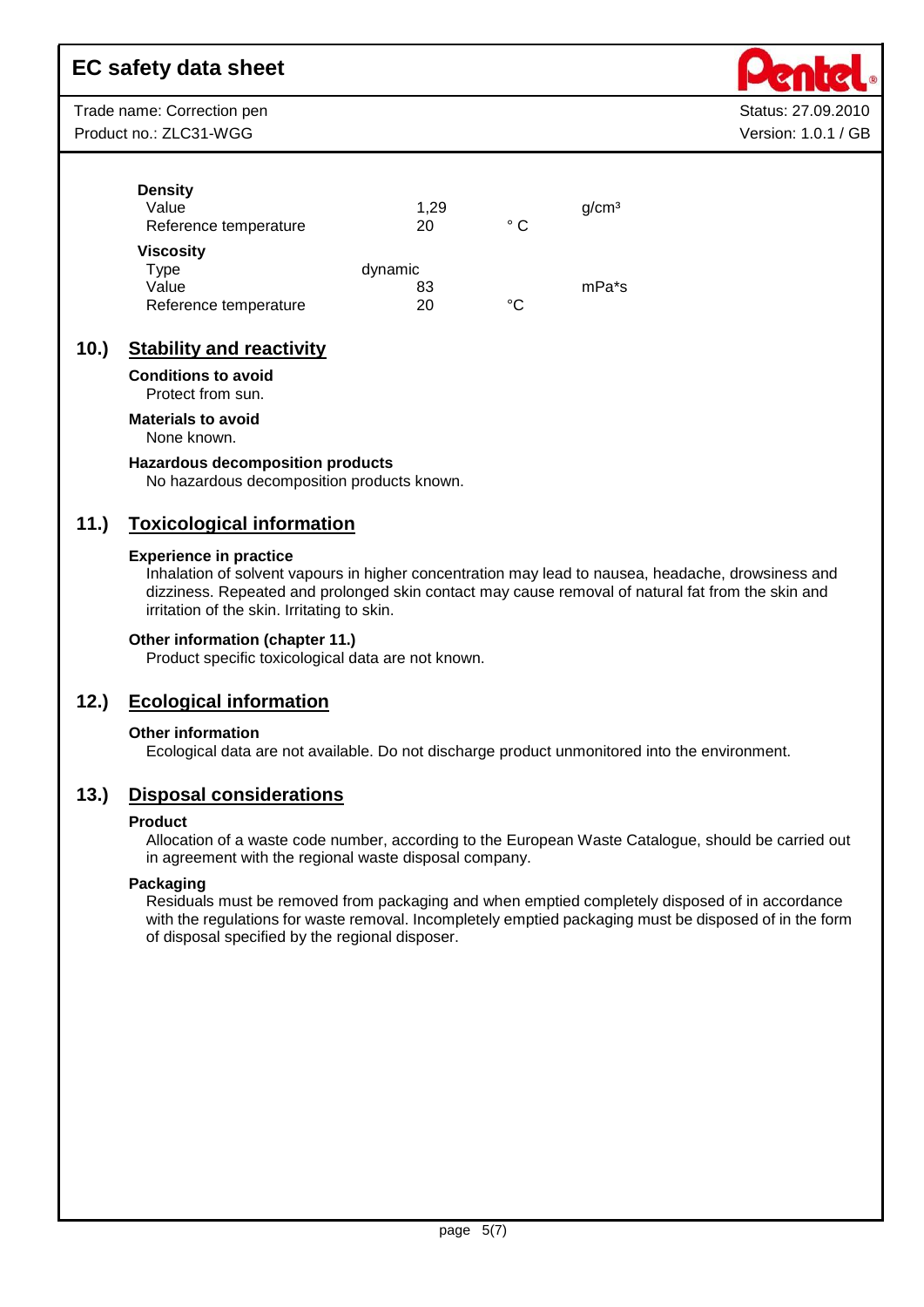**Density**

| | | | |
|---|---|---|---|
| Value | 1,29 | | g/cm³ |
| Reference temperature | 20 | ° C | |

**Viscosity**

| | | | |
|---|---|---|---|
| Type | dynamic | | |
| Value | 83 | | mPa*s |
| Reference temperature | 20 | °C | |

## 10.) Stability and reactivity

**Conditions to avoid**

Protect from sun.

**Materials to avoid**

None known.

**Hazardous decomposition products**

No hazardous decomposition products known.

## 11.) Toxicological information

**Experience in practice**

Inhalation of solvent vapours in higher concentration may lead to nausea, headache, drowsiness and dizziness. Repeated and prolonged skin contact may cause removal of natural fat from the skin and irritation of the skin. Irritating to skin.

**Other information (chapter 11.)**

Product specific toxicological data are not known.

## 12.) Ecological information

**Other information**

Ecological data are not available. Do not discharge product unmonitored into the environment.

## 13.) Disposal considerations

**Product**

Allocation of a waste code number, according to the European Waste Catalogue, should be carried out in agreement with the regional waste disposal company.

**Packaging**

Residuals must be removed from packaging and when emptied completely disposed of in accordance with the regulations for waste removal. Incompletely emptied packaging must be disposed of in the form of disposal specified by the regional disposer.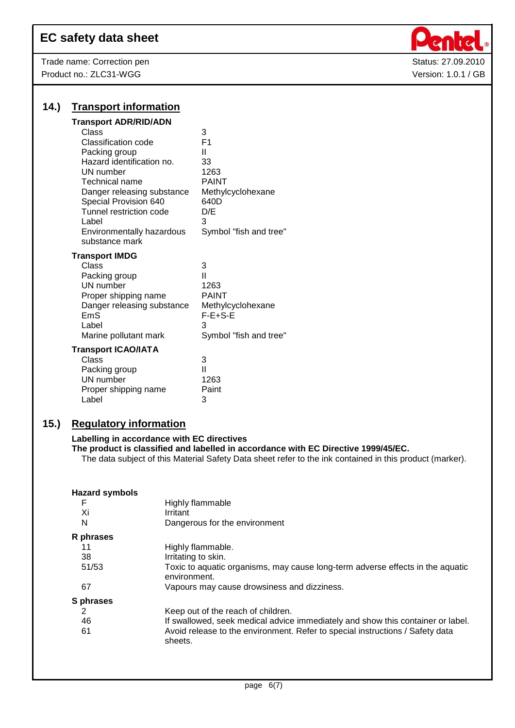## 14.) Transport information

**Transport ADR/RID/ADN**

| | |
|---|---|
| Class | 3 |
| Classification code | F1 |
| Packing group | II |
| Hazard identification no. | 33 |
| UN number | 1263 |
| Technical name | PAINT |
| Danger releasing substance | Methylcyclohexane |
| Special Provision 640 | 640D |
| Tunnel restriction code | D/E |
| Label | 3 |
| Environmentally hazardous substance mark | Symbol "fish and tree" |

**Transport IMDG**

| | |
|---|---|
| Class | 3 |
| Packing group | II |
| UN number | 1263 |
| Proper shipping name | PAINT |
| Danger releasing substance | Methylcyclohexane |
| EmS | F-E+S-E |
| Label | 3 |
| Marine pollutant mark | Symbol "fish and tree" |

**Transport ICAO/IATA**

| | |
|---|---|
| Class | 3 |
| Packing group | II |
| UN number | 1263 |
| Proper shipping name | Paint |
| Label | 3 |

## 15.) Regulatory information

**Labelling in accordance with EC directives**
**The product is classified and labelled in accordance with EC Directive 1999/45/EC.**

The data subject of this Material Safety Data sheet refer to the ink contained in this product (marker).

**Hazard symbols**

| | |
|---|---|
| F | Highly flammable |
| Xi | Irritant |
| N | Dangerous for the environment |

**R phrases**

| | |
|---|---|
| 11 | Highly flammable. |
| 38 | Irritating to skin. |
| 51/53 | Toxic to aquatic organisms, may cause long-term adverse effects in the aquatic environment. |
| 67 | Vapours may cause drowsiness and dizziness. |

**S phrases**

| | |
|---|---|
| 2 | Keep out of the reach of children. |
| 46 | If swallowed, seek medical advice immediately and show this container or label. |
| 61 | Avoid release to the environment. Refer to special instructions / Safety data sheets. |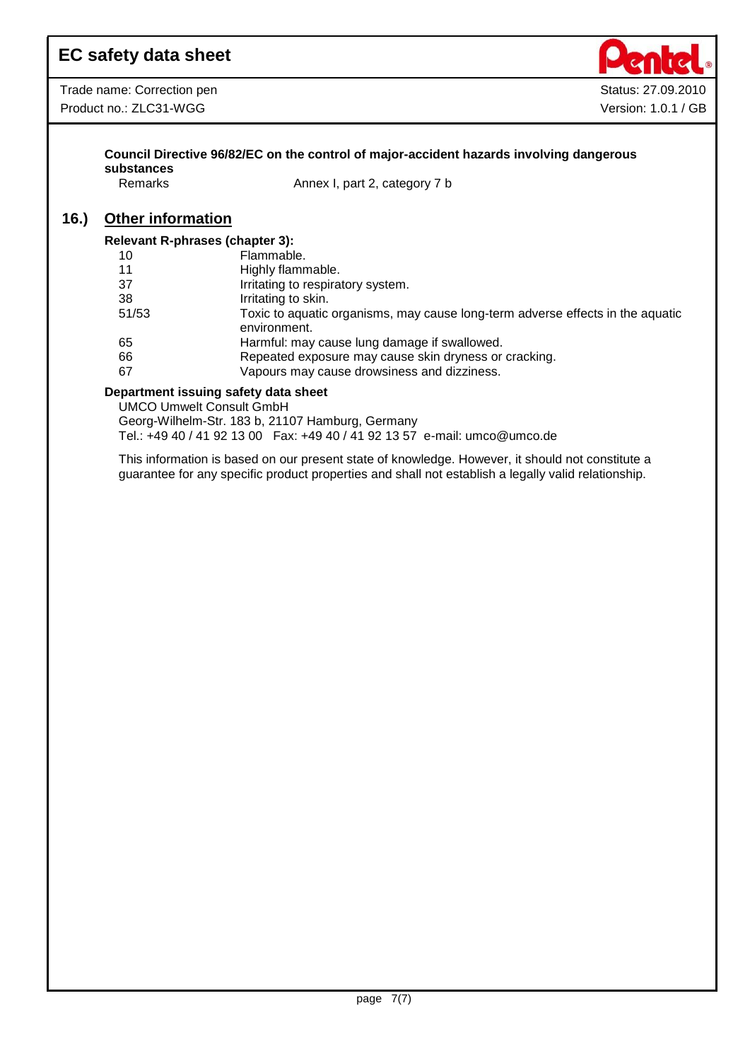**Council Directive 96/82/EC on the control of major-accident hazards involving dangerous substances**

| | |
|---|---|
| Remarks | Annex I, part 2, category 7 b |

## 16.) Other information

**Relevant R-phrases (chapter 3):**

| | |
|---|---|
| 10 | Flammable. |
| 11 | Highly flammable. |
| 37 | Irritating to respiratory system. |
| 38 | Irritating to skin. |
| 51/53 | Toxic to aquatic organisms, may cause long-term adverse effects in the aquatic environment. |
| 65 | Harmful: may cause lung damage if swallowed. |
| 66 | Repeated exposure may cause skin dryness or cracking. |
| 67 | Vapours may cause drowsiness and dizziness. |

**Department issuing safety data sheet**

UMCO Umwelt Consult GmbH
Georg-Wilhelm-Str. 183 b, 21107 Hamburg, Germany
Tel.: +49 40 / 41 92 13 00 Fax: +49 40 / 41 92 13 57 e-mail: umco@umco.de

This information is based on our present state of knowledge. However, it should not constitute a guarantee for any specific product properties and shall not establish a legally valid relationship.